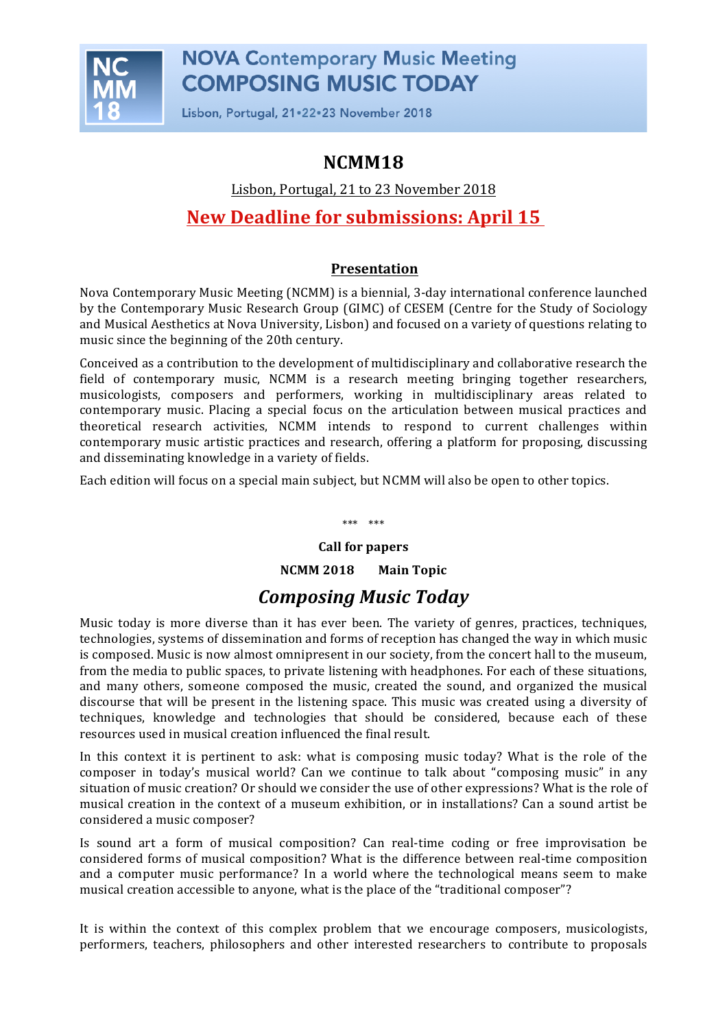NOVA Contemporary Music Meeting
COMPOSING MUSIC TODAY

Lisbon, Portugal, 21•22•23 November 2018

# NCMM18

Lisbon, Portugal, 21 to 23 November 2018

## New Deadline for submissions: April 15

### Presentation

Nova Contemporary Music Meeting (NCMM) is a biennial, 3-day international conference launched by the Contemporary Music Research Group (GIMC) of CESEM (Centre for the Study of Sociology and Musical Aesthetics at Nova University, Lisbon) and focused on a variety of questions relating to music since the beginning of the 20th century.

Conceived as a contribution to the development of multidisciplinary and collaborative research the field of contemporary music, NCMM is a research meeting bringing together researchers, musicologists, composers and performers, working in multidisciplinary areas related to contemporary music. Placing a special focus on the articulation between musical practices and theoretical research activities, NCMM intends to respond to current challenges within contemporary music artistic practices and research, offering a platform for proposing, discussing and disseminating knowledge in a variety of fields.

Each edition will focus on a special main subject, but NCMM will also be open to other topics.

\*\*\* \*\*\*

**Call for papers**

**NCMM 2018 Main Topic**

## *Composing Music Today*

Music today is more diverse than it has ever been. The variety of genres, practices, techniques, technologies, systems of dissemination and forms of reception has changed the way in which music is composed. Music is now almost omnipresent in our society, from the concert hall to the museum, from the media to public spaces, to private listening with headphones. For each of these situations, and many others, someone composed the music, created the sound, and organized the musical discourse that will be present in the listening space. This music was created using a diversity of techniques, knowledge and technologies that should be considered, because each of these resources used in musical creation influenced the final result.

In this context it is pertinent to ask: what is composing music today? What is the role of the composer in today's musical world? Can we continue to talk about "composing music" in any situation of music creation? Or should we consider the use of other expressions? What is the role of musical creation in the context of a museum exhibition, or in installations? Can a sound artist be considered a music composer?

Is sound art a form of musical composition? Can real-time coding or free improvisation be considered forms of musical composition? What is the difference between real-time composition and a computer music performance? In a world where the technological means seem to make musical creation accessible to anyone, what is the place of the "traditional composer"?

It is within the context of this complex problem that we encourage composers, musicologists, performers, teachers, philosophers and other interested researchers to contribute to proposals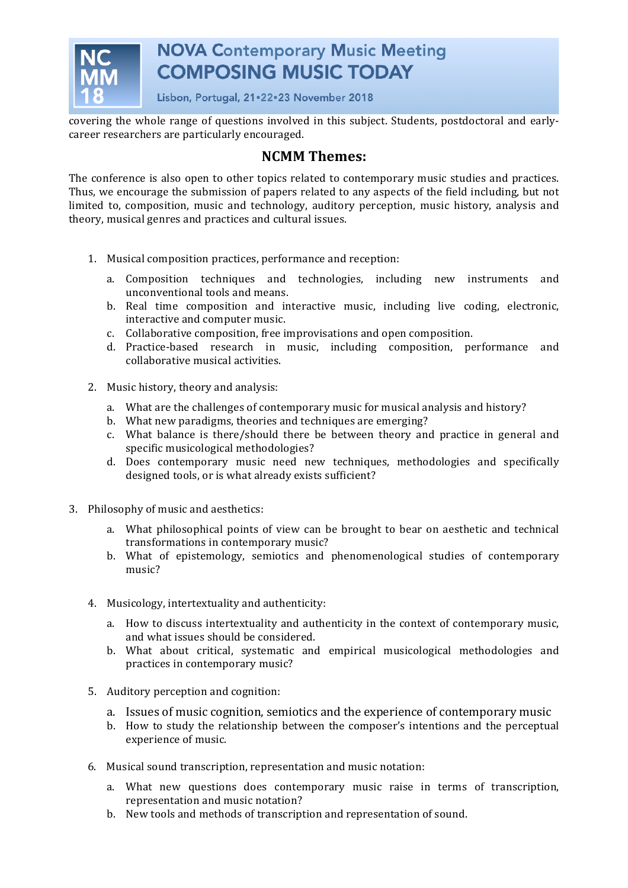covering the whole range of questions involved in this subject. Students, postdoctoral and early-career researchers are particularly encouraged.

## NCMM Themes:

The conference is also open to other topics related to contemporary music studies and practices. Thus, we encourage the submission of papers related to any aspects of the field including, but not limited to, composition, music and technology, auditory perception, music history, analysis and theory, musical genres and practices and cultural issues.

1. Musical composition practices, performance and reception:
   a. Composition techniques and technologies, including new instruments and unconventional tools and means.
   b. Real time composition and interactive music, including live coding, electronic, interactive and computer music.
   c. Collaborative composition, free improvisations and open composition.
   d. Practice-based research in music, including composition, performance and collaborative musical activities.

2. Music history, theory and analysis:
   a. What are the challenges of contemporary music for musical analysis and history?
   b. What new paradigms, theories and techniques are emerging?
   c. What balance is there/should there be between theory and practice in general and specific musicological methodologies?
   d. Does contemporary music need new techniques, methodologies and specifically designed tools, or is what already exists sufficient?

3. Philosophy of music and aesthetics:
   a. What philosophical points of view can be brought to bear on aesthetic and technical transformations in contemporary music?
   b. What of epistemology, semiotics and phenomenological studies of contemporary music?

4. Musicology, intertextuality and authenticity:
   a. How to discuss intertextuality and authenticity in the context of contemporary music, and what issues should be considered.
   b. What about critical, systematic and empirical musicological methodologies and practices in contemporary music?

5. Auditory perception and cognition:
   a. Issues of music cognition, semiotics and the experience of contemporary music
   b. How to study the relationship between the composer's intentions and the perceptual experience of music.

6. Musical sound transcription, representation and music notation:
   a. What new questions does contemporary music raise in terms of transcription, representation and music notation?
   b. New tools and methods of transcription and representation of sound.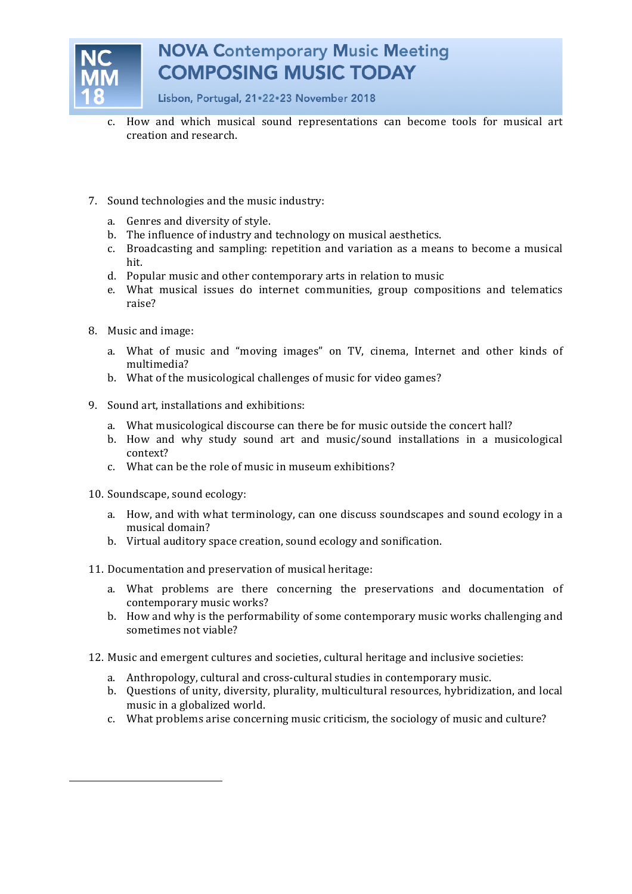c. How and which musical sound representations can become tools for musical art creation and research.

7. Sound technologies and the music industry:

   a. Genres and diversity of style.
   b. The influence of industry and technology on musical aesthetics.
   c. Broadcasting and sampling: repetition and variation as a means to become a musical hit.
   d. Popular music and other contemporary arts in relation to music
   e. What musical issues do internet communities, group compositions and telematics raise?

8. Music and image:

   a. What of music and "moving images" on TV, cinema, Internet and other kinds of multimedia?
   b. What of the musicological challenges of music for video games?

9. Sound art, installations and exhibitions:

   a. What musicological discourse can there be for music outside the concert hall?
   b. How and why study sound art and music/sound installations in a musicological context?
   c. What can be the role of music in museum exhibitions?

10. Soundscape, sound ecology:

    a. How, and with what terminology, can one discuss soundscapes and sound ecology in a musical domain?
    b. Virtual auditory space creation, sound ecology and sonification.

11. Documentation and preservation of musical heritage:

    a. What problems are there concerning the preservations and documentation of contemporary music works?
    b. How and why is the performability of some contemporary music works challenging and sometimes not viable?

12. Music and emergent cultures and societies, cultural heritage and inclusive societies:

    a. Anthropology, cultural and cross-cultural studies in contemporary music.
    b. Questions of unity, diversity, plurality, multicultural resources, hybridization, and local music in a globalized world.
    c. What problems arise concerning music criticism, the sociology of music and culture?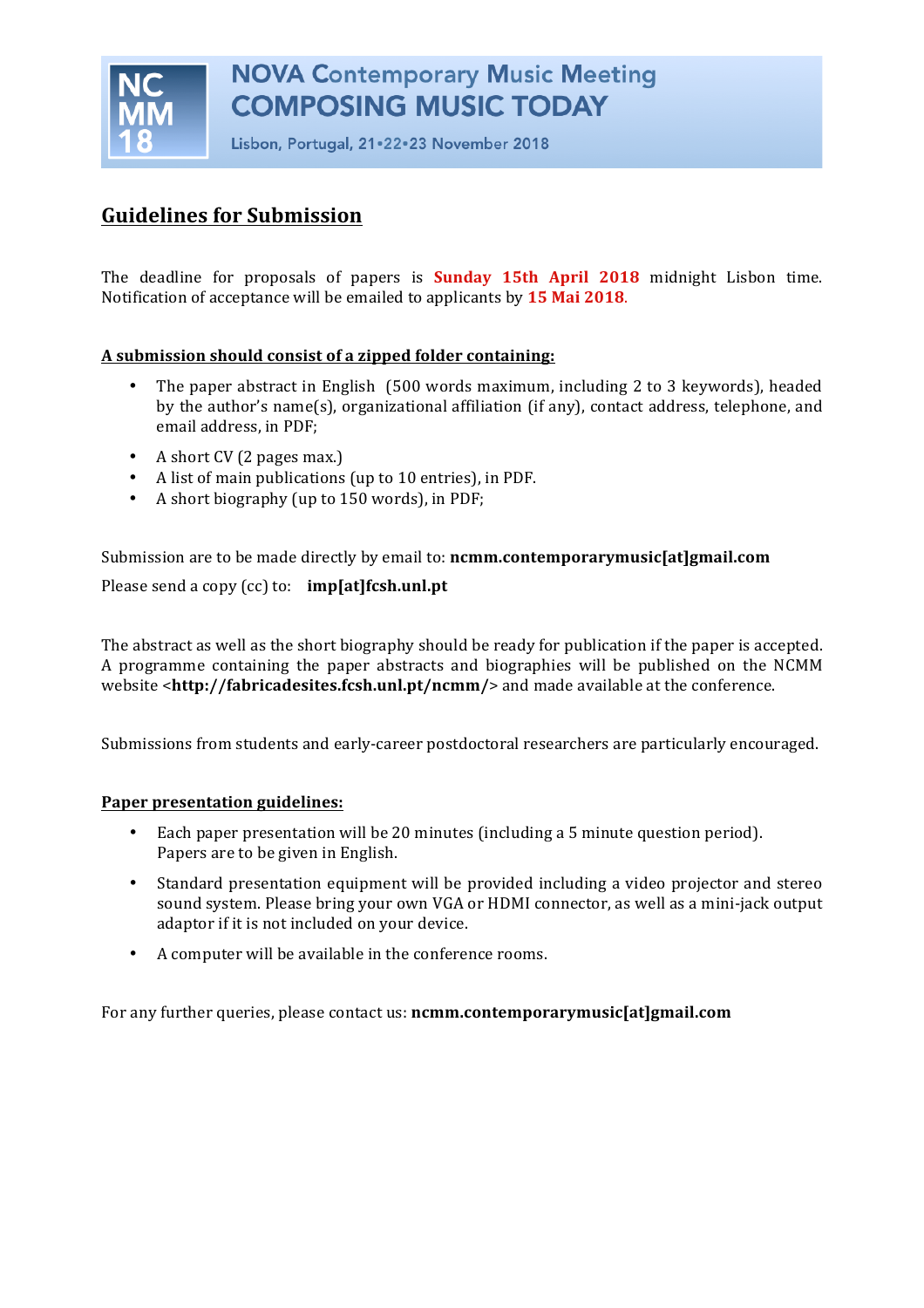NC MM 18

NOVA Contemporary Music Meeting
COMPOSING MUSIC TODAY
Lisbon, Portugal, 21•22•23 November 2018

## Guidelines for Submission

The deadline for proposals of papers is **Sunday 15th April 2018** midnight Lisbon time. Notification of acceptance will be emailed to applicants by **15 Mai 2018**.

**A submission should consist of a zipped folder containing:**

- The paper abstract in English (500 words maximum, including 2 to 3 keywords), headed by the author's name(s), organizational affiliation (if any), contact address, telephone, and email address, in PDF;
- A short CV (2 pages max.)
- A list of main publications (up to 10 entries), in PDF.
- A short biography (up to 150 words), in PDF;

Submission are to be made directly by email to: **ncmm.contemporarymusic[at]gmail.com**

Please send a copy (cc) to: **imp[at]fcsh.unl.pt**

The abstract as well as the short biography should be ready for publication if the paper is accepted. A programme containing the paper abstracts and biographies will be published on the NCMM website <**http://fabricadesites.fcsh.unl.pt/ncmm/**> and made available at the conference.

Submissions from students and early-career postdoctoral researchers are particularly encouraged.

**Paper presentation guidelines:**

- Each paper presentation will be 20 minutes (including a 5 minute question period). Papers are to be given in English.
- Standard presentation equipment will be provided including a video projector and stereo sound system. Please bring your own VGA or HDMI connector, as well as a mini-jack output adaptor if it is not included on your device.
- A computer will be available in the conference rooms.

For any further queries, please contact us: **ncmm.contemporarymusic[at]gmail.com**